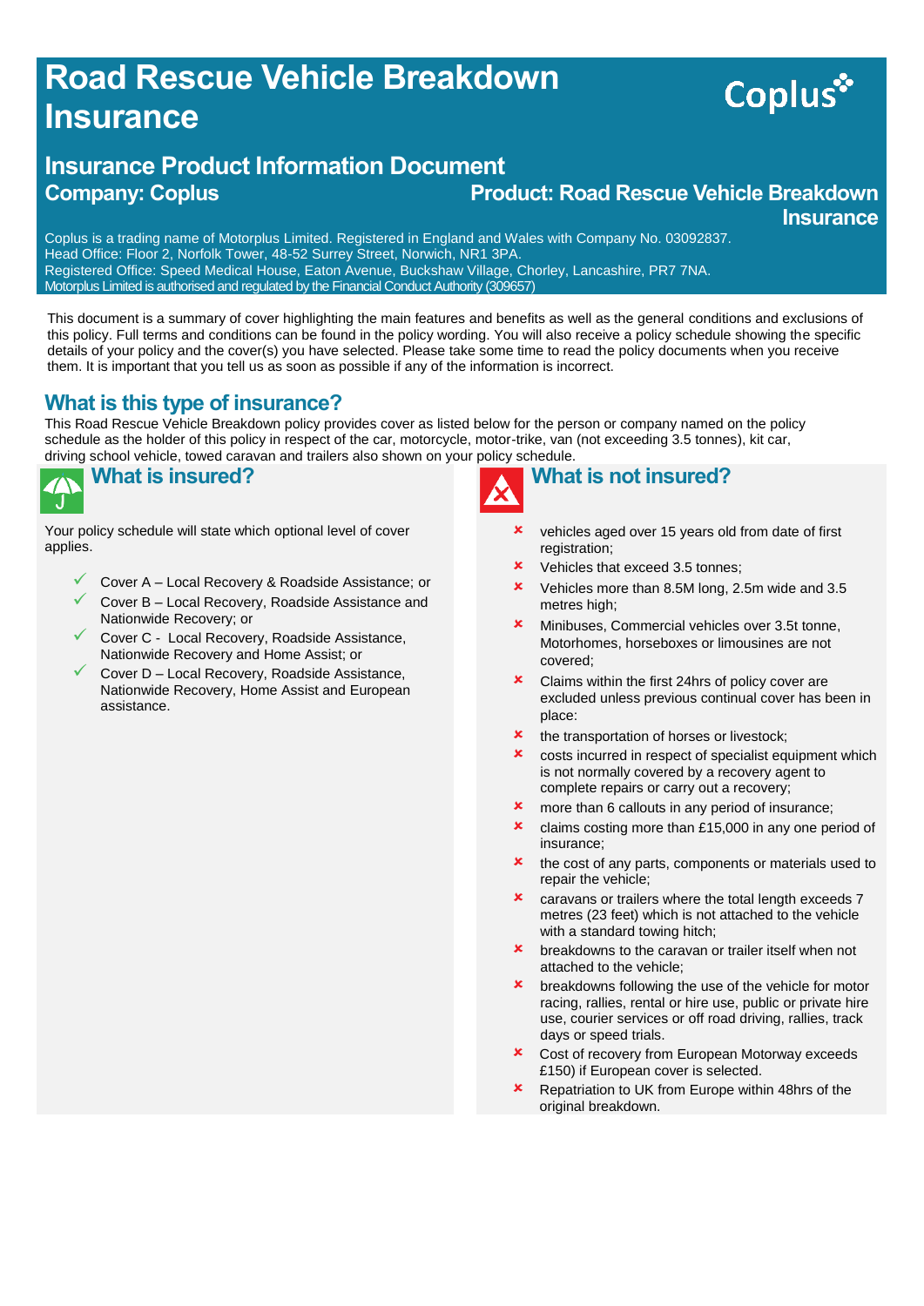# Road Rescue Vehicle Breakdown Insurance

Coplus

## Insurance Product Information Document

**Company: Coplus**

**Product: Road Rescue Vehicle Breakdown Insurance**

Coplus is a trading name of Motorplus Limited. Registered in England and Wales with Company No. 03092837.
Head Office: Floor 2, Norfolk Tower, 48-52 Surrey Street, Norwich, NR1 3PA.
Registered Office: Speed Medical House, Eaton Avenue, Buckshaw Village, Chorley, Lancashire, PR7 7NA.
Motorplus Limited is authorised and regulated by the Financial Conduct Authority (309657)

This document is a summary of cover highlighting the main features and benefits as well as the general conditions and exclusions of this policy. Full terms and conditions can be found in the policy wording. You will also receive a policy schedule showing the specific details of your policy and the cover(s) you have selected. Please take some time to read the policy documents when you receive them. It is important that you tell us as soon as possible if any of the information is incorrect.

## What is this type of insurance?

This Road Rescue Vehicle Breakdown policy provides cover as listed below for the person or company named on the policy schedule as the holder of this policy in respect of the car, motorcycle, motor-trike, van (not exceeding 3.5 tonnes), kit car, driving school vehicle, towed caravan and trailers also shown on your policy schedule.

## What is insured?

Your policy schedule will state which optional level of cover applies.

- ✓ Cover A – Local Recovery & Roadside Assistance; or
- ✓ Cover B – Local Recovery, Roadside Assistance and Nationwide Recovery; or
- ✓ Cover C - Local Recovery, Roadside Assistance, Nationwide Recovery and Home Assist; or
- ✓ Cover D – Local Recovery, Roadside Assistance, Nationwide Recovery, Home Assist and European assistance.

## What is not insured?

- ✗ vehicles aged over 15 years old from date of first registration;
- ✗ Vehicles that exceed 3.5 tonnes;
- ✗ Vehicles more than 8.5M long, 2.5m wide and 3.5 metres high;
- ✗ Minibuses, Commercial vehicles over 3.5t tonne, Motorhomes, horseboxes or limousines are not covered;
- ✗ Claims within the first 24hrs of policy cover are excluded unless previous continual cover has been in place:
- ✗ the transportation of horses or livestock;
- ✗ costs incurred in respect of specialist equipment which is not normally covered by a recovery agent to complete repairs or carry out a recovery;
- ✗ more than 6 callouts in any period of insurance;
- ✗ claims costing more than £15,000 in any one period of insurance;
- ✗ the cost of any parts, components or materials used to repair the vehicle;
- ✗ caravans or trailers where the total length exceeds 7 metres (23 feet) which is not attached to the vehicle with a standard towing hitch;
- ✗ breakdowns to the caravan or trailer itself when not attached to the vehicle;
- ✗ breakdowns following the use of the vehicle for motor racing, rallies, rental or hire use, public or private hire use, courier services or off road driving, rallies, track days or speed trials.
- ✗ Cost of recovery from European Motorway exceeds £150) if European cover is selected.
- ✗ Repatriation to UK from Europe within 48hrs of the original breakdown.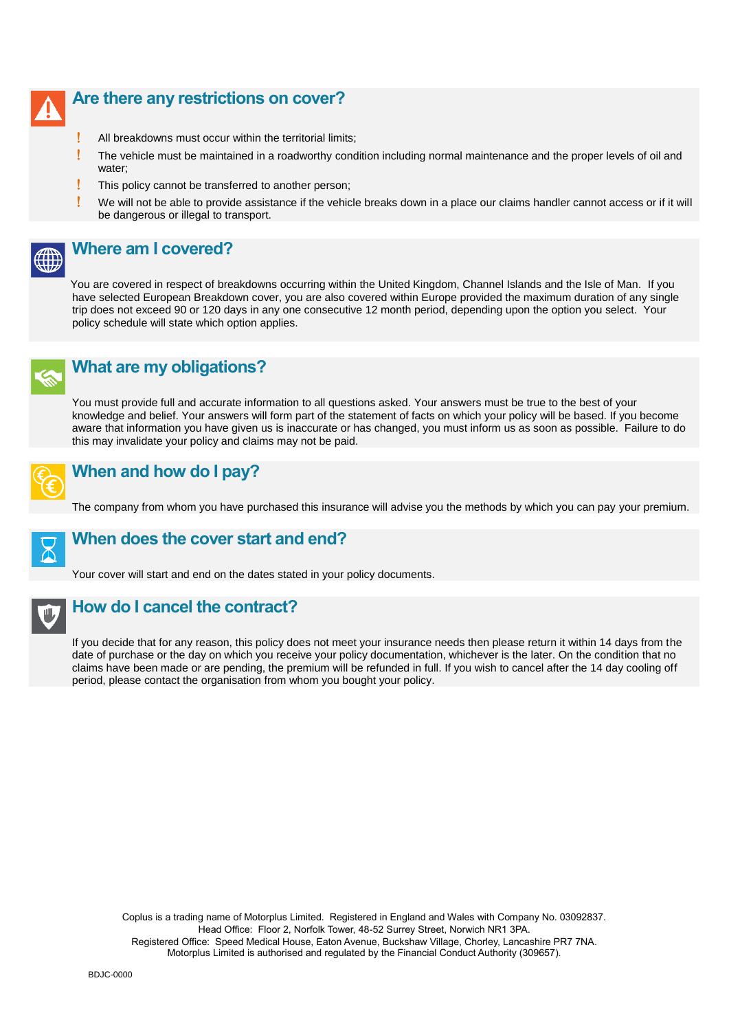## Are there any restrictions on cover?

- ! All breakdowns must occur within the territorial limits;
- ! The vehicle must be maintained in a roadworthy condition including normal maintenance and the proper levels of oil and water;
- ! This policy cannot be transferred to another person;
- ! We will not be able to provide assistance if the vehicle breaks down in a place our claims handler cannot access or if it will be dangerous or illegal to transport.

## Where am I covered?

You are covered in respect of breakdowns occurring within the United Kingdom, Channel Islands and the Isle of Man. If you have selected European Breakdown cover, you are also covered within Europe provided the maximum duration of any single trip does not exceed 90 or 120 days in any one consecutive 12 month period, depending upon the option you select. Your policy schedule will state which option applies.

## What are my obligations?

You must provide full and accurate information to all questions asked. Your answers must be true to the best of your knowledge and belief. Your answers will form part of the statement of facts on which your policy will be based. If you become aware that information you have given us is inaccurate or has changed, you must inform us as soon as possible. Failure to do this may invalidate your policy and claims may not be paid.

## When and how do I pay?

The company from whom you have purchased this insurance will advise you the methods by which you can pay your premium.

## When does the cover start and end?

Your cover will start and end on the dates stated in your policy documents.

## How do I cancel the contract?

If you decide that for any reason, this policy does not meet your insurance needs then please return it within 14 days from the date of purchase or the day on which you receive your policy documentation, whichever is the later. On the condition that no claims have been made or are pending, the premium will be refunded in full. If you wish to cancel after the 14 day cooling off period, please contact the organisation from whom you bought your policy.

Coplus is a trading name of Motorplus Limited. Registered in England and Wales with Company No. 03092837.
Head Office: Floor 2, Norfolk Tower, 48-52 Surrey Street, Norwich NR1 3PA.
Registered Office: Speed Medical House, Eaton Avenue, Buckshaw Village, Chorley, Lancashire PR7 7NA.
Motorplus Limited is authorised and regulated by the Financial Conduct Authority (309657).

BDJC-0000